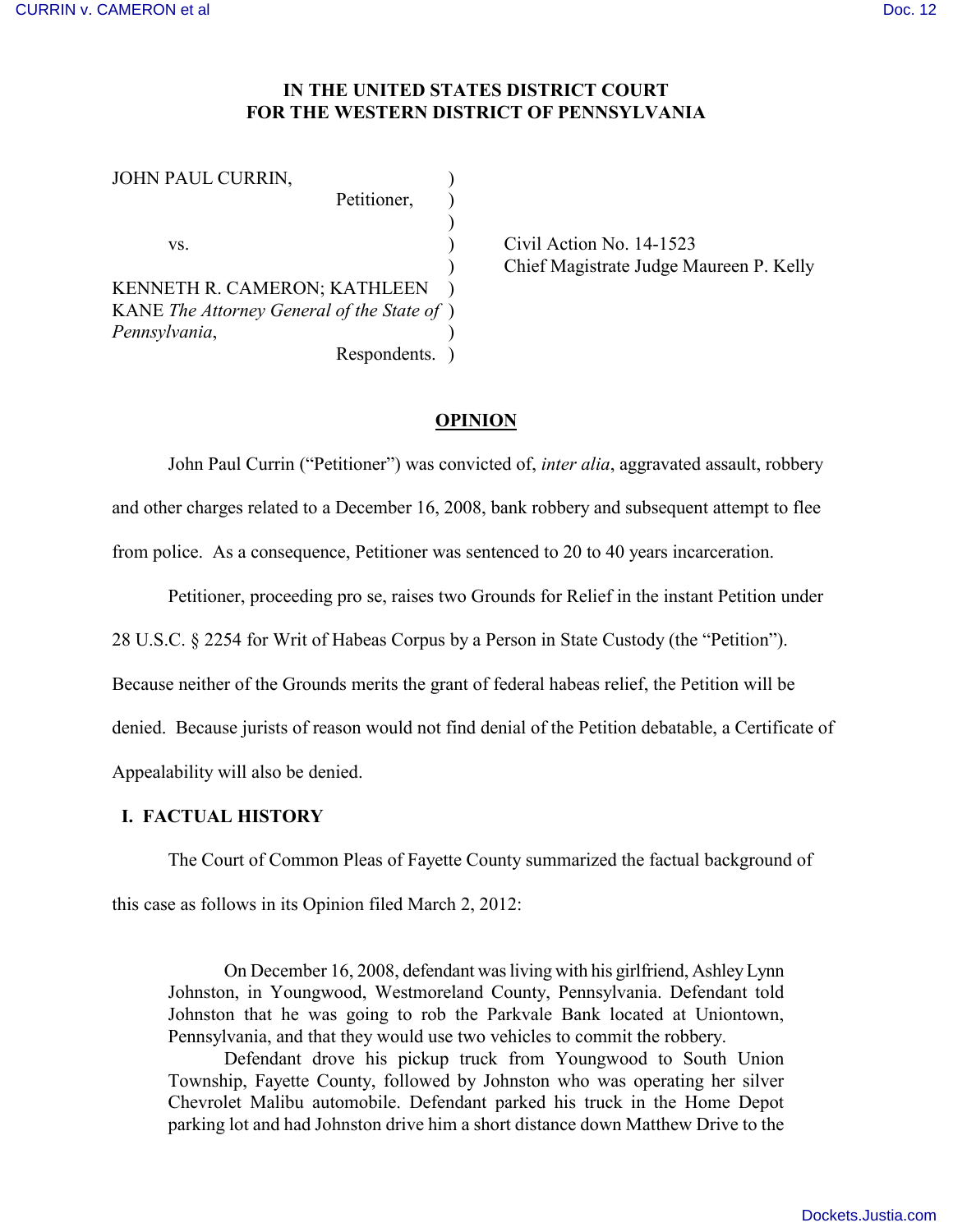# IN THE UNITED STATES DISTRICT COURT
# FOR THE WESTERN DISTRICT OF PENNSYLVANIA

| | | |
|---|---|---|
| JOHN PAUL CURRIN, Petitioner, | ) | |
| vs. | ) | Civil Action No. 14-1523 |
| | ) | Chief Magistrate Judge Maureen P. Kelly |
| KENNETH R. CAMERON; KATHLEEN KANE *The Attorney General of the State of Pennsylvania*, Respondents. | ) | |

## OPINION

John Paul Currin ("Petitioner") was convicted of, *inter alia*, aggravated assault, robbery and other charges related to a December 16, 2008, bank robbery and subsequent attempt to flee from police. As a consequence, Petitioner was sentenced to 20 to 40 years incarceration.

Petitioner, proceeding pro se, raises two Grounds for Relief in the instant Petition under 28 U.S.C. § 2254 for Writ of Habeas Corpus by a Person in State Custody (the "Petition"). Because neither of the Grounds merits the grant of federal habeas relief, the Petition will be denied. Because jurists of reason would not find denial of the Petition debatable, a Certificate of Appealability will also be denied.

## I. FACTUAL HISTORY

The Court of Common Pleas of Fayette County summarized the factual background of this case as follows in its Opinion filed March 2, 2012:

> On December 16, 2008, defendant was living with his girlfriend, Ashley Lynn Johnston, in Youngwood, Westmoreland County, Pennsylvania. Defendant told Johnston that he was going to rob the Parkvale Bank located at Uniontown, Pennsylvania, and that they would use two vehicles to commit the robbery.
>
> Defendant drove his pickup truck from Youngwood to South Union Township, Fayette County, followed by Johnston who was operating her silver Chevrolet Malibu automobile. Defendant parked his truck in the Home Depot parking lot and had Johnston drive him a short distance down Matthew Drive to the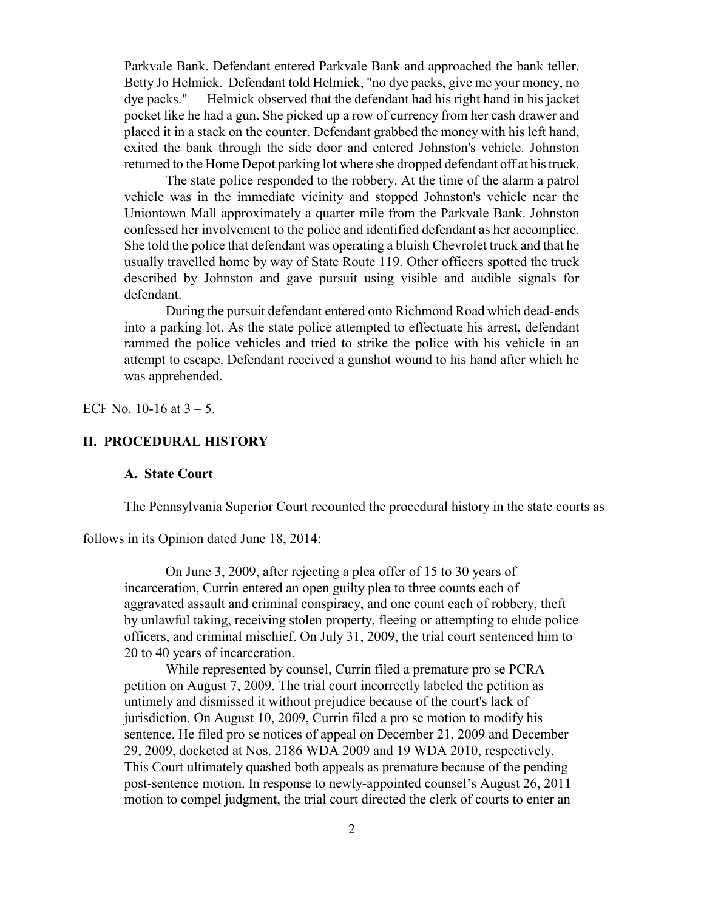> Parkvale Bank. Defendant entered Parkvale Bank and approached the bank teller, Betty Jo Helmick. Defendant told Helmick, "no dye packs, give me your money, no dye packs." Helmick observed that the defendant had his right hand in his jacket pocket like he had a gun. She picked up a row of currency from her cash drawer and placed it in a stack on the counter. Defendant grabbed the money with his left hand, exited the bank through the side door and entered Johnston's vehicle. Johnston returned to the Home Depot parking lot where she dropped defendant off at his truck.
>
> The state police responded to the robbery. At the time of the alarm a patrol vehicle was in the immediate vicinity and stopped Johnston's vehicle near the Uniontown Mall approximately a quarter mile from the Parkvale Bank. Johnston confessed her involvement to the police and identified defendant as her accomplice. She told the police that defendant was operating a bluish Chevrolet truck and that he usually travelled home by way of State Route 119. Other officers spotted the truck described by Johnston and gave pursuit using visible and audible signals for defendant.
>
> During the pursuit defendant entered onto Richmond Road which dead-ends into a parking lot. As the state police attempted to effectuate his arrest, defendant rammed the police vehicles and tried to strike the police with his vehicle in an attempt to escape. Defendant received a gunshot wound to his hand after which he was apprehended.

ECF No. 10-16 at 3 – 5.

## II. PROCEDURAL HISTORY

### A. State Court

The Pennsylvania Superior Court recounted the procedural history in the state courts as follows in its Opinion dated June 18, 2014:

> On June 3, 2009, after rejecting a plea offer of 15 to 30 years of incarceration, Currin entered an open guilty plea to three counts each of aggravated assault and criminal conspiracy, and one count each of robbery, theft by unlawful taking, receiving stolen property, fleeing or attempting to elude police officers, and criminal mischief. On July 31, 2009, the trial court sentenced him to 20 to 40 years of incarceration.
>
> While represented by counsel, Currin filed a premature pro se PCRA petition on August 7, 2009. The trial court incorrectly labeled the petition as untimely and dismissed it without prejudice because of the court's lack of jurisdiction. On August 10, 2009, Currin filed a pro se motion to modify his sentence. He filed pro se notices of appeal on December 21, 2009 and December 29, 2009, docketed at Nos. 2186 WDA 2009 and 19 WDA 2010, respectively. This Court ultimately quashed both appeals as premature because of the pending post-sentence motion. In response to newly-appointed counsel's August 26, 2011 motion to compel judgment, the trial court directed the clerk of courts to enter an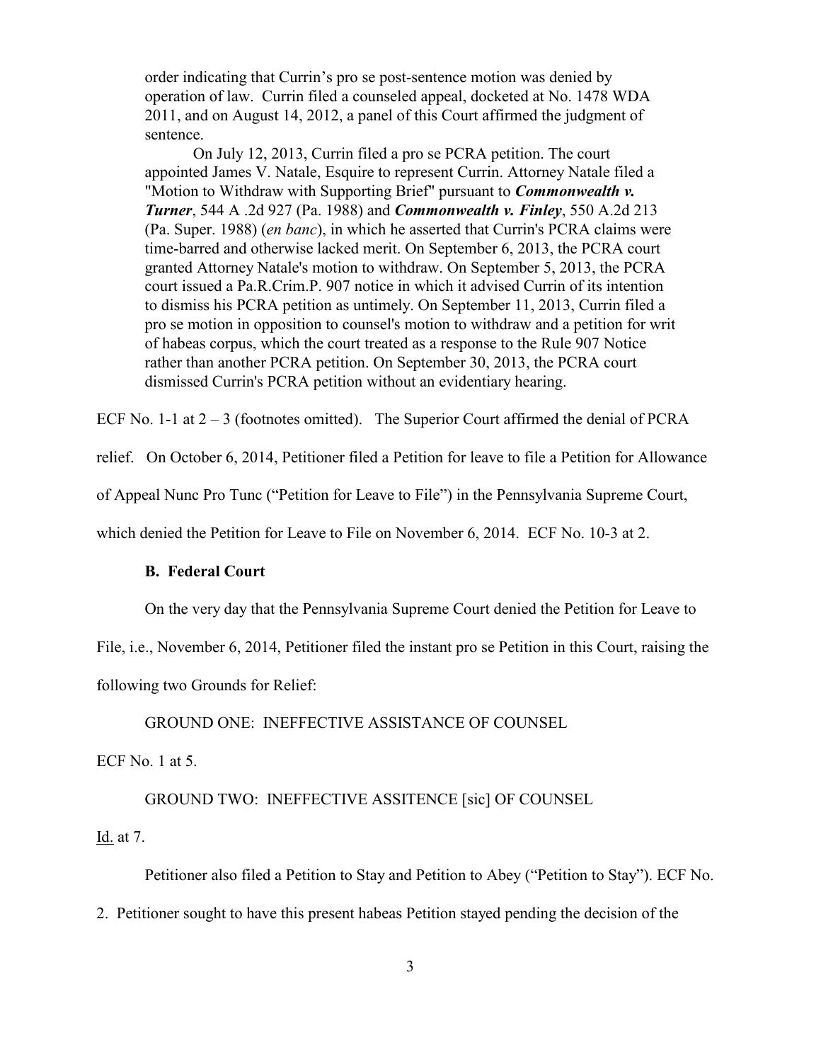> order indicating that Currin's pro se post-sentence motion was denied by operation of law. Currin filed a counseled appeal, docketed at No. 1478 WDA 2011, and on August 14, 2012, a panel of this Court affirmed the judgment of sentence.
>
> On July 12, 2013, Currin filed a pro se PCRA petition. The court appointed James V. Natale, Esquire to represent Currin. Attorney Natale filed a "Motion to Withdraw with Supporting Brief" pursuant to ***Commonwealth v. Turner***, 544 A .2d 927 (Pa. 1988) and ***Commonwealth v. Finley***, 550 A.2d 213 (Pa. Super. 1988) (*en banc*), in which he asserted that Currin's PCRA claims were time-barred and otherwise lacked merit. On September 6, 2013, the PCRA court granted Attorney Natale's motion to withdraw. On September 5, 2013, the PCRA court issued a Pa.R.Crim.P. 907 notice in which it advised Currin of its intention to dismiss his PCRA petition as untimely. On September 11, 2013, Currin filed a pro se motion in opposition to counsel's motion to withdraw and a petition for writ of habeas corpus, which the court treated as a response to the Rule 907 Notice rather than another PCRA petition. On September 30, 2013, the PCRA court dismissed Currin's PCRA petition without an evidentiary hearing.

ECF No. 1-1 at 2 – 3 (footnotes omitted). The Superior Court affirmed the denial of PCRA relief. On October 6, 2014, Petitioner filed a Petition for leave to file a Petition for Allowance of Appeal Nunc Pro Tunc ("Petition for Leave to File") in the Pennsylvania Supreme Court, which denied the Petition for Leave to File on November 6, 2014. ECF No. 10-3 at 2.

**B. Federal Court**

On the very day that the Pennsylvania Supreme Court denied the Petition for Leave to File, i.e., November 6, 2014, Petitioner filed the instant pro se Petition in this Court, raising the following two Grounds for Relief:

GROUND ONE: INEFFECTIVE ASSISTANCE OF COUNSEL

ECF No. 1 at 5.

GROUND TWO: INEFFECTIVE ASSITENCE [sic] OF COUNSEL

Id. at 7.

Petitioner also filed a Petition to Stay and Petition to Abey ("Petition to Stay"). ECF No. 2. Petitioner sought to have this present habeas Petition stayed pending the decision of the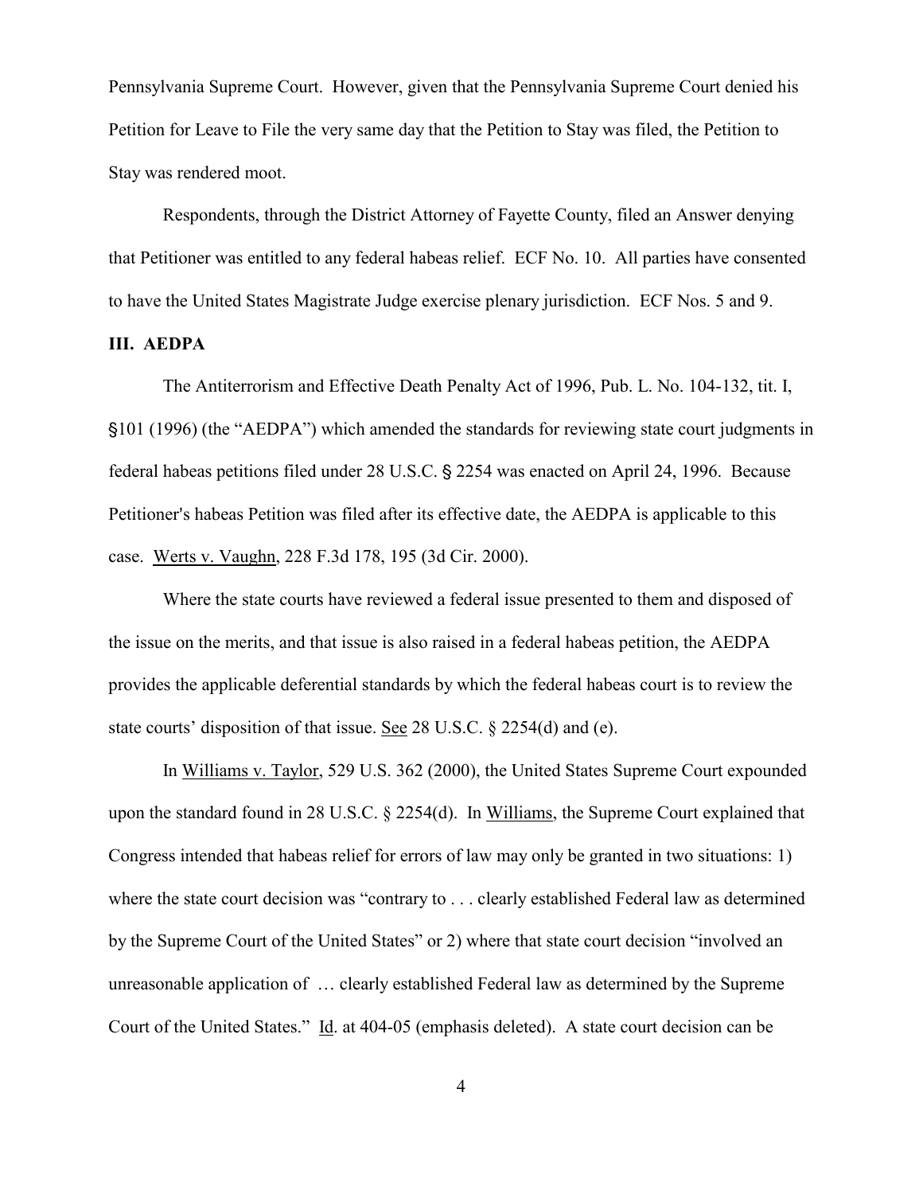Pennsylvania Supreme Court. However, given that the Pennsylvania Supreme Court denied his Petition for Leave to File the very same day that the Petition to Stay was filed, the Petition to Stay was rendered moot.

Respondents, through the District Attorney of Fayette County, filed an Answer denying that Petitioner was entitled to any federal habeas relief. ECF No. 10. All parties have consented to have the United States Magistrate Judge exercise plenary jurisdiction. ECF Nos. 5 and 9.

## III. AEDPA

The Antiterrorism and Effective Death Penalty Act of 1996, Pub. L. No. 104-132, tit. I, §101 (1996) (the "AEDPA") which amended the standards for reviewing state court judgments in federal habeas petitions filed under 28 U.S.C. § 2254 was enacted on April 24, 1996. Because Petitioner's habeas Petition was filed after its effective date, the AEDPA is applicable to this case. Werts v. Vaughn, 228 F.3d 178, 195 (3d Cir. 2000).

Where the state courts have reviewed a federal issue presented to them and disposed of the issue on the merits, and that issue is also raised in a federal habeas petition, the AEDPA provides the applicable deferential standards by which the federal habeas court is to review the state courts' disposition of that issue. See 28 U.S.C. § 2254(d) and (e).

In Williams v. Taylor, 529 U.S. 362 (2000), the United States Supreme Court expounded upon the standard found in 28 U.S.C. § 2254(d). In Williams, the Supreme Court explained that Congress intended that habeas relief for errors of law may only be granted in two situations: 1) where the state court decision was "contrary to . . . clearly established Federal law as determined by the Supreme Court of the United States" or 2) where that state court decision "involved an unreasonable application of … clearly established Federal law as determined by the Supreme Court of the United States." Id. at 404-05 (emphasis deleted). A state court decision can be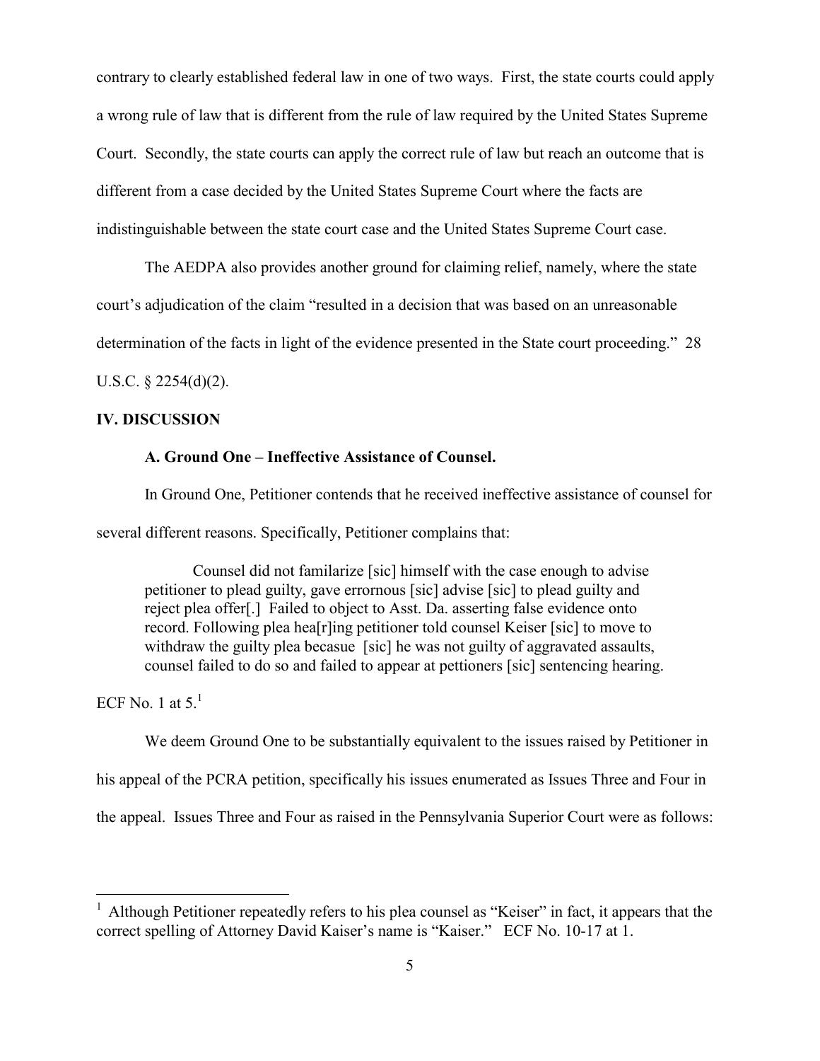contrary to clearly established federal law in one of two ways. First, the state courts could apply a wrong rule of law that is different from the rule of law required by the United States Supreme Court. Secondly, the state courts can apply the correct rule of law but reach an outcome that is different from a case decided by the United States Supreme Court where the facts are indistinguishable between the state court case and the United States Supreme Court case.

The AEDPA also provides another ground for claiming relief, namely, where the state court's adjudication of the claim "resulted in a decision that was based on an unreasonable determination of the facts in light of the evidence presented in the State court proceeding." 28 U.S.C. § 2254(d)(2).

## IV. DISCUSSION

### A. Ground One – Ineffective Assistance of Counsel.

In Ground One, Petitioner contends that he received ineffective assistance of counsel for several different reasons. Specifically, Petitioner complains that:

> Counsel did not familarize [sic] himself with the case enough to advise petitioner to plead guilty, gave errornous [sic] advise [sic] to plead guilty and reject plea offer[.] Failed to object to Asst. Da. asserting false evidence onto record. Following plea hea[r]ing petitioner told counsel Keiser [sic] to move to withdraw the guilty plea becasue [sic] he was not guilty of aggravated assaults, counsel failed to do so and failed to appear at pettioners [sic] sentencing hearing.

ECF No. 1 at 5.[1]

We deem Ground One to be substantially equivalent to the issues raised by Petitioner in his appeal of the PCRA petition, specifically his issues enumerated as Issues Three and Four in the appeal. Issues Three and Four as raised in the Pennsylvania Superior Court were as follows:

---

[1] Although Petitioner repeatedly refers to his plea counsel as "Keiser" in fact, it appears that the correct spelling of Attorney David Kaiser's name is "Kaiser." ECF No. 10-17 at 1.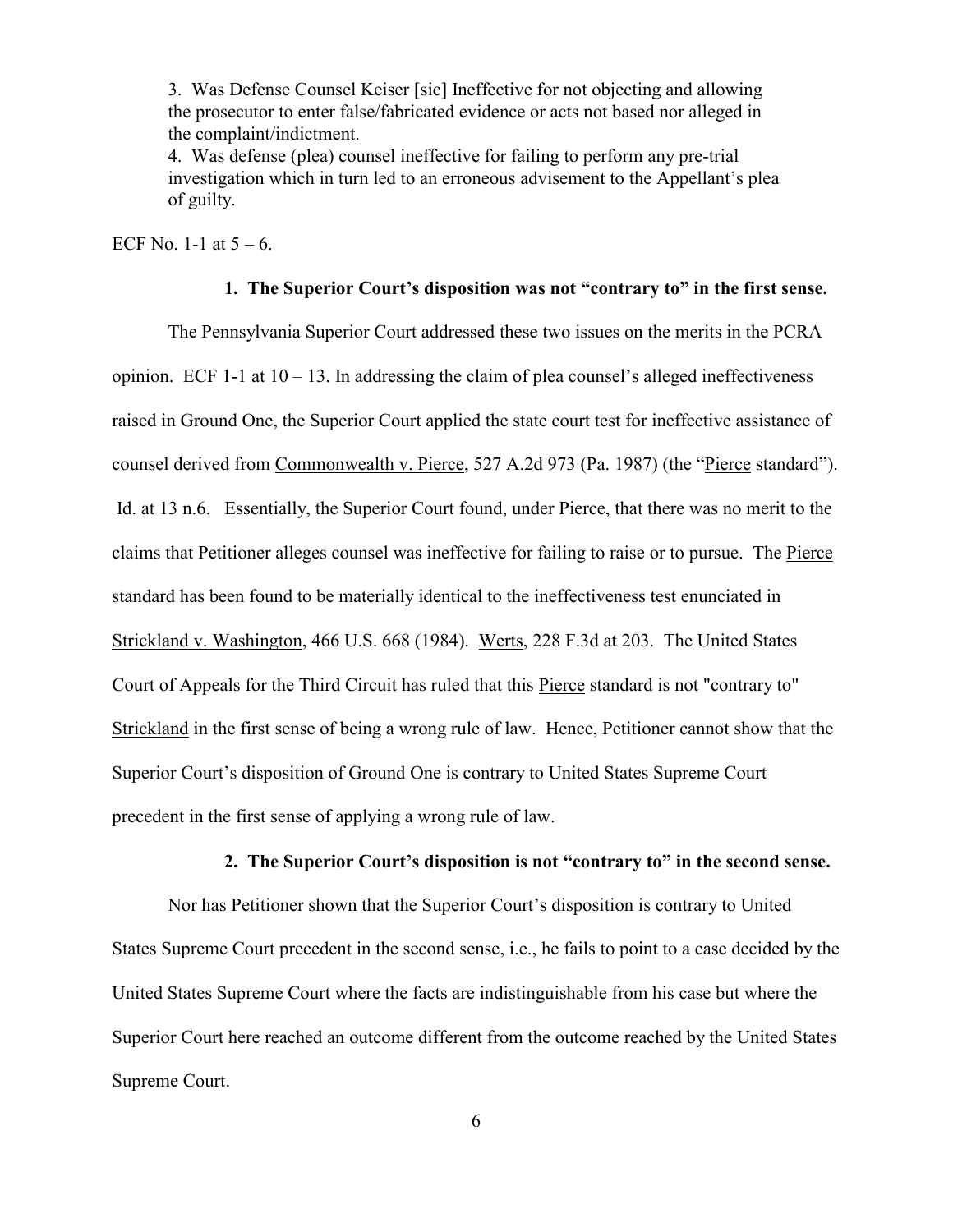> 3. Was Defense Counsel Keiser [sic] Ineffective for not objecting and allowing the prosecutor to enter false/fabricated evidence or acts not based nor alleged in the complaint/indictment.
> 4. Was defense (plea) counsel ineffective for failing to perform any pre-trial investigation which in turn led to an erroneous advisement to the Appellant's plea of guilty.

ECF No. 1-1 at 5 – 6.

### 1. The Superior Court's disposition was not "contrary to" in the first sense.

The Pennsylvania Superior Court addressed these two issues on the merits in the PCRA opinion. ECF 1-1 at 10 – 13. In addressing the claim of plea counsel's alleged ineffectiveness raised in Ground One, the Superior Court applied the state court test for ineffective assistance of counsel derived from Commonwealth v. Pierce, 527 A.2d 973 (Pa. 1987) (the "Pierce standard"). Id. at 13 n.6. Essentially, the Superior Court found, under Pierce, that there was no merit to the claims that Petitioner alleges counsel was ineffective for failing to raise or to pursue. The Pierce standard has been found to be materially identical to the ineffectiveness test enunciated in Strickland v. Washington, 466 U.S. 668 (1984). Werts, 228 F.3d at 203. The United States Court of Appeals for the Third Circuit has ruled that this Pierce standard is not "contrary to" Strickland in the first sense of being a wrong rule of law. Hence, Petitioner cannot show that the Superior Court's disposition of Ground One is contrary to United States Supreme Court precedent in the first sense of applying a wrong rule of law.

### 2. The Superior Court's disposition is not "contrary to" in the second sense.

Nor has Petitioner shown that the Superior Court's disposition is contrary to United States Supreme Court precedent in the second sense, i.e., he fails to point to a case decided by the United States Supreme Court where the facts are indistinguishable from his case but where the Superior Court here reached an outcome different from the outcome reached by the United States Supreme Court.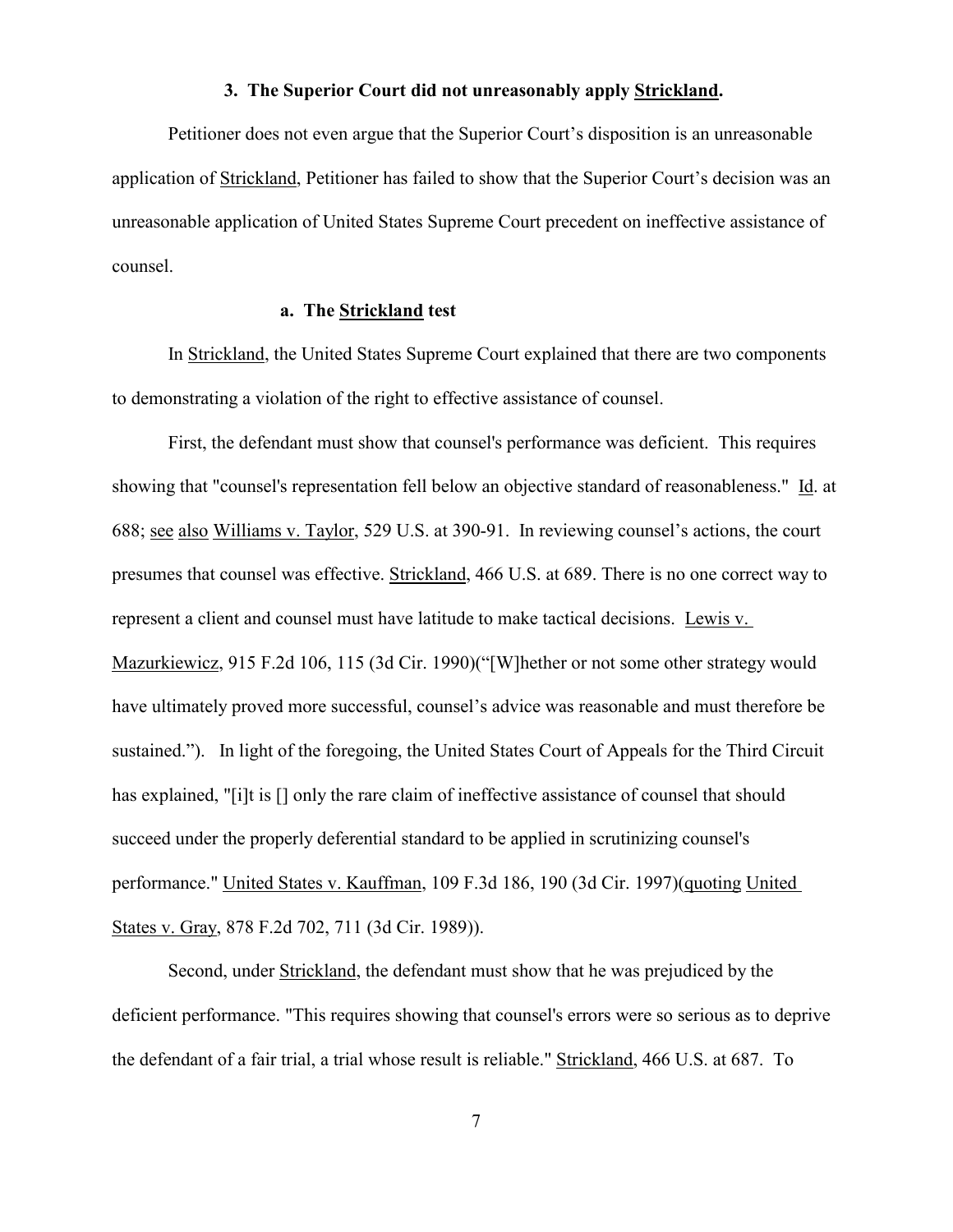### 3. The Superior Court did not unreasonably apply Strickland.

Petitioner does not even argue that the Superior Court's disposition is an unreasonable application of Strickland, Petitioner has failed to show that the Superior Court's decision was an unreasonable application of United States Supreme Court precedent on ineffective assistance of counsel.

#### a. The Strickland test

In Strickland, the United States Supreme Court explained that there are two components to demonstrating a violation of the right to effective assistance of counsel.

First, the defendant must show that counsel's performance was deficient. This requires showing that "counsel's representation fell below an objective standard of reasonableness." Id. at 688; see also Williams v. Taylor, 529 U.S. at 390-91. In reviewing counsel's actions, the court presumes that counsel was effective. Strickland, 466 U.S. at 689. There is no one correct way to represent a client and counsel must have latitude to make tactical decisions. Lewis v. Mazurkiewicz, 915 F.2d 106, 115 (3d Cir. 1990)("[W]hether or not some other strategy would have ultimately proved more successful, counsel's advice was reasonable and must therefore be sustained."). In light of the foregoing, the United States Court of Appeals for the Third Circuit has explained, "[i]t is [] only the rare claim of ineffective assistance of counsel that should succeed under the properly deferential standard to be applied in scrutinizing counsel's performance." United States v. Kauffman, 109 F.3d 186, 190 (3d Cir. 1997)(quoting United States v. Gray, 878 F.2d 702, 711 (3d Cir. 1989)).

Second, under Strickland, the defendant must show that he was prejudiced by the deficient performance. "This requires showing that counsel's errors were so serious as to deprive the defendant of a fair trial, a trial whose result is reliable." Strickland, 466 U.S. at 687. To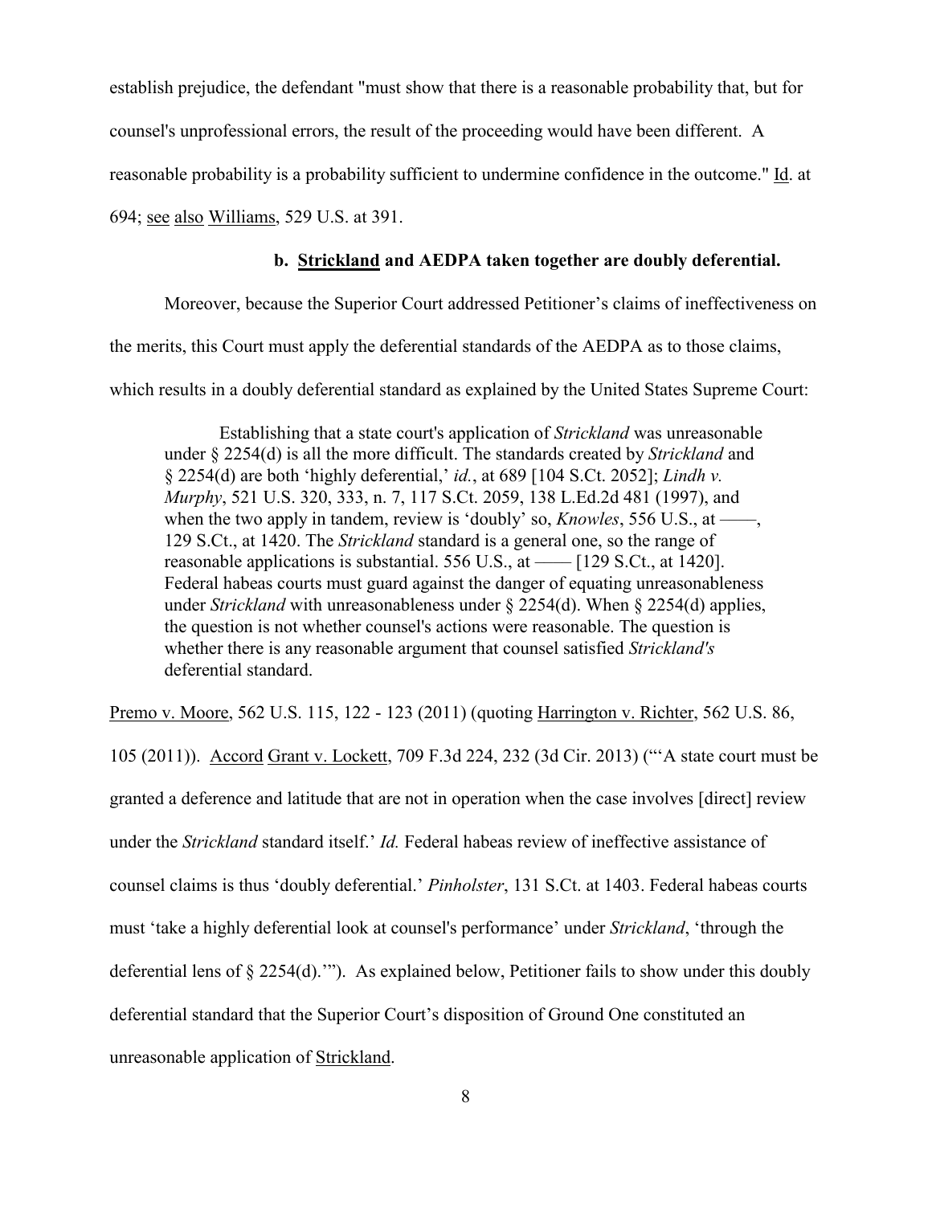establish prejudice, the defendant "must show that there is a reasonable probability that, but for counsel's unprofessional errors, the result of the proceeding would have been different. A reasonable probability is a probability sufficient to undermine confidence in the outcome." Id. at 694; see also Williams, 529 U.S. at 391.

**b. Strickland and AEDPA taken together are doubly deferential.**

Moreover, because the Superior Court addressed Petitioner's claims of ineffectiveness on the merits, this Court must apply the deferential standards of the AEDPA as to those claims, which results in a doubly deferential standard as explained by the United States Supreme Court:

> Establishing that a state court's application of *Strickland* was unreasonable under § 2254(d) is all the more difficult. The standards created by *Strickland* and § 2254(d) are both 'highly deferential,' *id.*, at 689 [104 S.Ct. 2052]; *Lindh v. Murphy*, 521 U.S. 320, 333, n. 7, 117 S.Ct. 2059, 138 L.Ed.2d 481 (1997), and when the two apply in tandem, review is 'doubly' so, *Knowles*, 556 U.S., at ——, 129 S.Ct., at 1420. The *Strickland* standard is a general one, so the range of reasonable applications is substantial. 556 U.S., at —— [129 S.Ct., at 1420]. Federal habeas courts must guard against the danger of equating unreasonableness under *Strickland* with unreasonableness under § 2254(d). When § 2254(d) applies, the question is not whether counsel's actions were reasonable. The question is whether there is any reasonable argument that counsel satisfied *Strickland's* deferential standard.

Premo v. Moore, 562 U.S. 115, 122 - 123 (2011) (quoting Harrington v. Richter, 562 U.S. 86, 105 (2011)). Accord Grant v. Lockett, 709 F.3d 224, 232 (3d Cir. 2013) ("'A state court must be granted a deference and latitude that are not in operation when the case involves [direct] review under the *Strickland* standard itself.' *Id.* Federal habeas review of ineffective assistance of counsel claims is thus 'doubly deferential.' *Pinholster*, 131 S.Ct. at 1403. Federal habeas courts must 'take a highly deferential look at counsel's performance' under *Strickland*, 'through the deferential lens of § 2254(d).'"). As explained below, Petitioner fails to show under this doubly deferential standard that the Superior Court's disposition of Ground One constituted an unreasonable application of Strickland.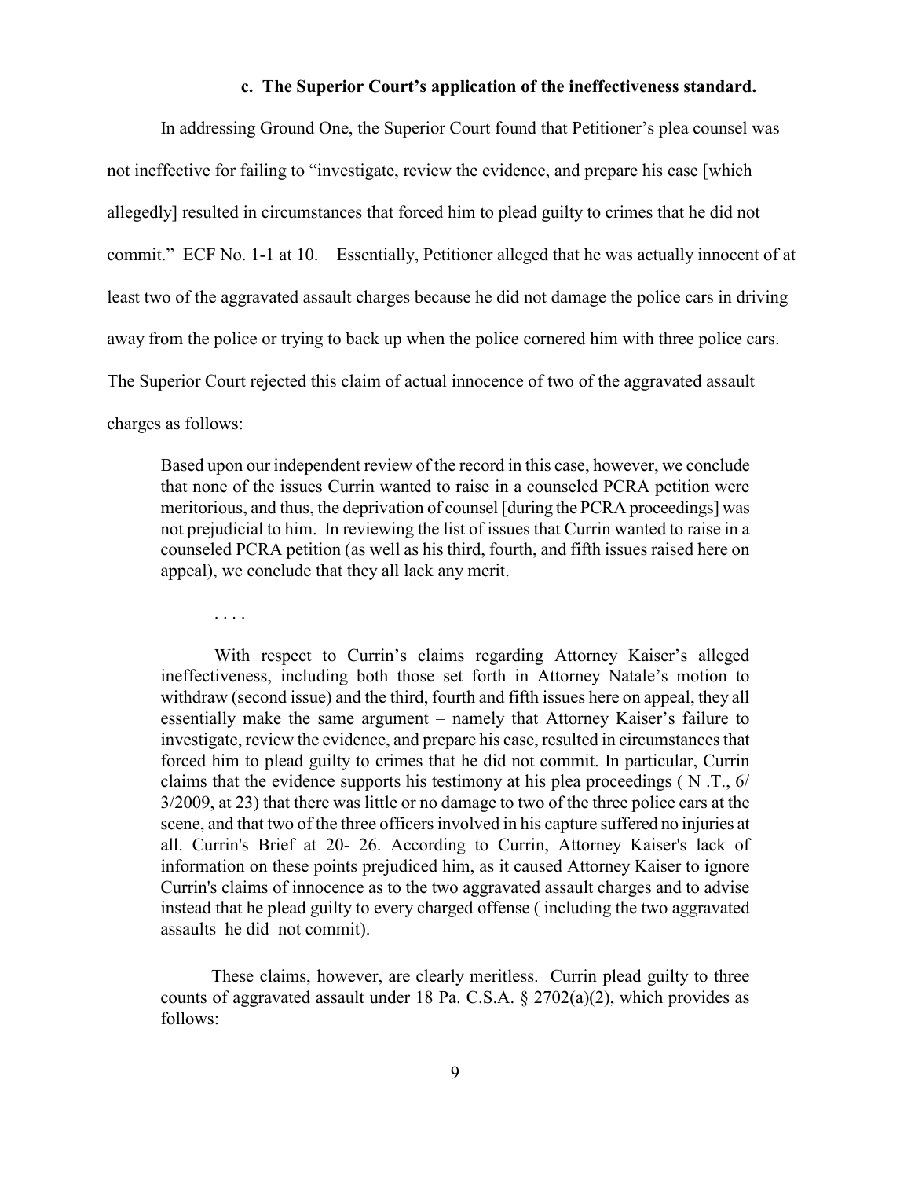### c. The Superior Court's application of the ineffectiveness standard.

In addressing Ground One, the Superior Court found that Petitioner's plea counsel was not ineffective for failing to "investigate, review the evidence, and prepare his case [which allegedly] resulted in circumstances that forced him to plead guilty to crimes that he did not commit." ECF No. 1-1 at 10. Essentially, Petitioner alleged that he was actually innocent of at least two of the aggravated assault charges because he did not damage the police cars in driving away from the police or trying to back up when the police cornered him with three police cars. The Superior Court rejected this claim of actual innocence of two of the aggravated assault charges as follows:

> Based upon our independent review of the record in this case, however, we conclude that none of the issues Currin wanted to raise in a counseled PCRA petition were meritorious, and thus, the deprivation of counsel [during the PCRA proceedings] was not prejudicial to him. In reviewing the list of issues that Currin wanted to raise in a counseled PCRA petition (as well as his third, fourth, and fifth issues raised here on appeal), we conclude that they all lack any merit.
>
> . . . .
>
> With respect to Currin's claims regarding Attorney Kaiser's alleged ineffectiveness, including both those set forth in Attorney Natale's motion to withdraw (second issue) and the third, fourth and fifth issues here on appeal, they all essentially make the same argument – namely that Attorney Kaiser's failure to investigate, review the evidence, and prepare his case, resulted in circumstances that forced him to plead guilty to crimes that he did not commit. In particular, Currin claims that the evidence supports his testimony at his plea proceedings ( N .T., 6/ 3/2009, at 23) that there was little or no damage to two of the three police cars at the scene, and that two of the three officers involved in his capture suffered no injuries at all. Currin's Brief at 20- 26. According to Currin, Attorney Kaiser's lack of information on these points prejudiced him, as it caused Attorney Kaiser to ignore Currin's claims of innocence as to the two aggravated assault charges and to advise instead that he plead guilty to every charged offense ( including the two aggravated assaults he did not commit).
>
> These claims, however, are clearly meritless. Currin plead guilty to three counts of aggravated assault under 18 Pa. C.S.A. § 2702(a)(2), which provides as follows: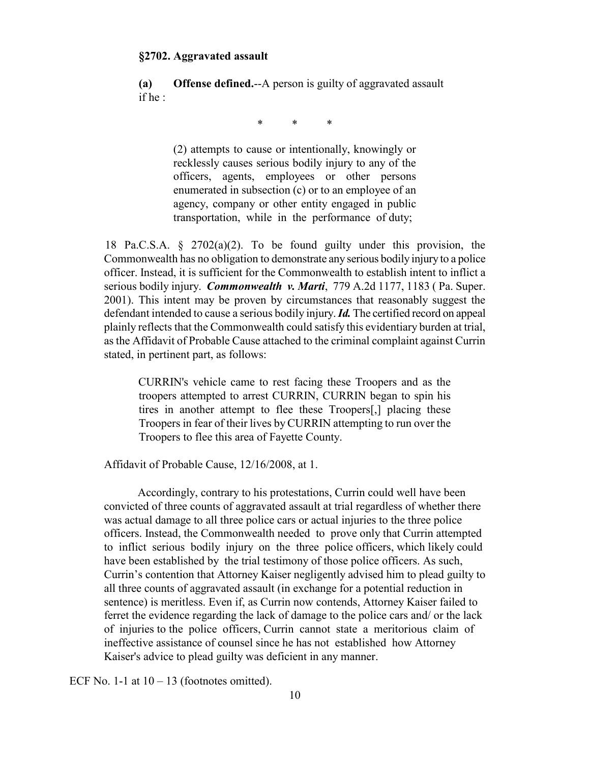**§2702. Aggravated assault**

> **(a) Offense defined.**--A person is guilty of aggravated assault if he :
>
> \* \* \*
>
> > (2) attempts to cause or intentionally, knowingly or recklessly causes serious bodily injury to any of the officers, agents, employees or other persons enumerated in subsection (c) or to an employee of an agency, company or other entity engaged in public transportation, while in the performance of duty;

18 Pa.C.S.A. § 2702(a)(2). To be found guilty under this provision, the Commonwealth has no obligation to demonstrate any serious bodily injury to a police officer. Instead, it is sufficient for the Commonwealth to establish intent to inflict a serious bodily injury. ***Commonwealth v. Marti***, 779 A.2d 1177, 1183 ( Pa. Super. 2001). This intent may be proven by circumstances that reasonably suggest the defendant intended to cause a serious bodily injury. ***Id.*** The certified record on appeal plainly reflects that the Commonwealth could satisfy this evidentiary burden at trial, as the Affidavit of Probable Cause attached to the criminal complaint against Currin stated, in pertinent part, as follows:

> CURRIN's vehicle came to rest facing these Troopers and as the troopers attempted to arrest CURRIN, CURRIN began to spin his tires in another attempt to flee these Troopers[,] placing these Troopers in fear of their lives by CURRIN attempting to run over the Troopers to flee this area of Fayette County.

Affidavit of Probable Cause, 12/16/2008, at 1.

Accordingly, contrary to his protestations, Currin could well have been convicted of three counts of aggravated assault at trial regardless of whether there was actual damage to all three police cars or actual injuries to the three police officers. Instead, the Commonwealth needed to prove only that Currin attempted to inflict serious bodily injury on the three police officers, which likely could have been established by the trial testimony of those police officers. As such, Currin's contention that Attorney Kaiser negligently advised him to plead guilty to all three counts of aggravated assault (in exchange for a potential reduction in sentence) is meritless. Even if, as Currin now contends, Attorney Kaiser failed to ferret the evidence regarding the lack of damage to the police cars and/ or the lack of injuries to the police officers, Currin cannot state a meritorious claim of ineffective assistance of counsel since he has not established how Attorney Kaiser's advice to plead guilty was deficient in any manner.

ECF No. 1-1 at 10 – 13 (footnotes omitted).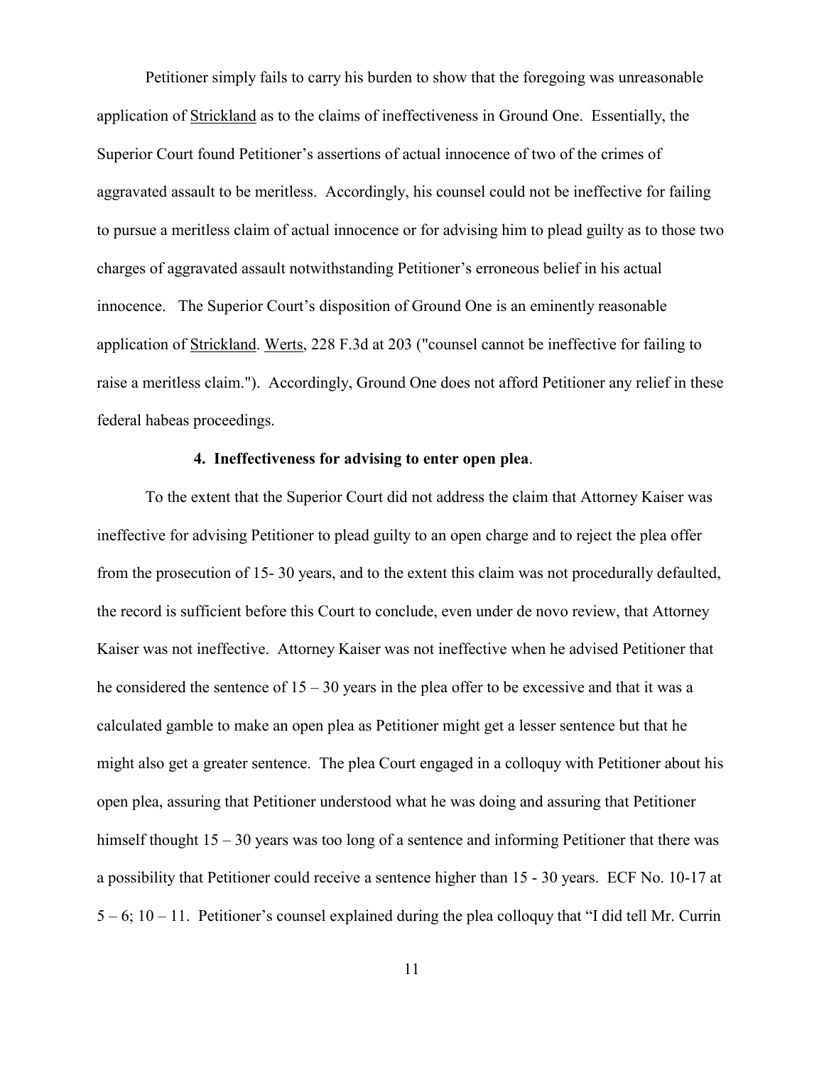Petitioner simply fails to carry his burden to show that the foregoing was unreasonable application of Strickland as to the claims of ineffectiveness in Ground One. Essentially, the Superior Court found Petitioner's assertions of actual innocence of two of the crimes of aggravated assault to be meritless. Accordingly, his counsel could not be ineffective for failing to pursue a meritless claim of actual innocence or for advising him to plead guilty as to those two charges of aggravated assault notwithstanding Petitioner's erroneous belief in his actual innocence. The Superior Court's disposition of Ground One is an eminently reasonable application of Strickland. Werts, 228 F.3d at 203 ("counsel cannot be ineffective for failing to raise a meritless claim."). Accordingly, Ground One does not afford Petitioner any relief in these federal habeas proceedings.

**4. Ineffectiveness for advising to enter open plea**.

To the extent that the Superior Court did not address the claim that Attorney Kaiser was ineffective for advising Petitioner to plead guilty to an open charge and to reject the plea offer from the prosecution of 15- 30 years, and to the extent this claim was not procedurally defaulted, the record is sufficient before this Court to conclude, even under de novo review, that Attorney Kaiser was not ineffective. Attorney Kaiser was not ineffective when he advised Petitioner that he considered the sentence of 15 – 30 years in the plea offer to be excessive and that it was a calculated gamble to make an open plea as Petitioner might get a lesser sentence but that he might also get a greater sentence. The plea Court engaged in a colloquy with Petitioner about his open plea, assuring that Petitioner understood what he was doing and assuring that Petitioner himself thought 15 – 30 years was too long of a sentence and informing Petitioner that there was a possibility that Petitioner could receive a sentence higher than 15 - 30 years. ECF No. 10-17 at 5 – 6; 10 – 11. Petitioner's counsel explained during the plea colloquy that "I did tell Mr. Currin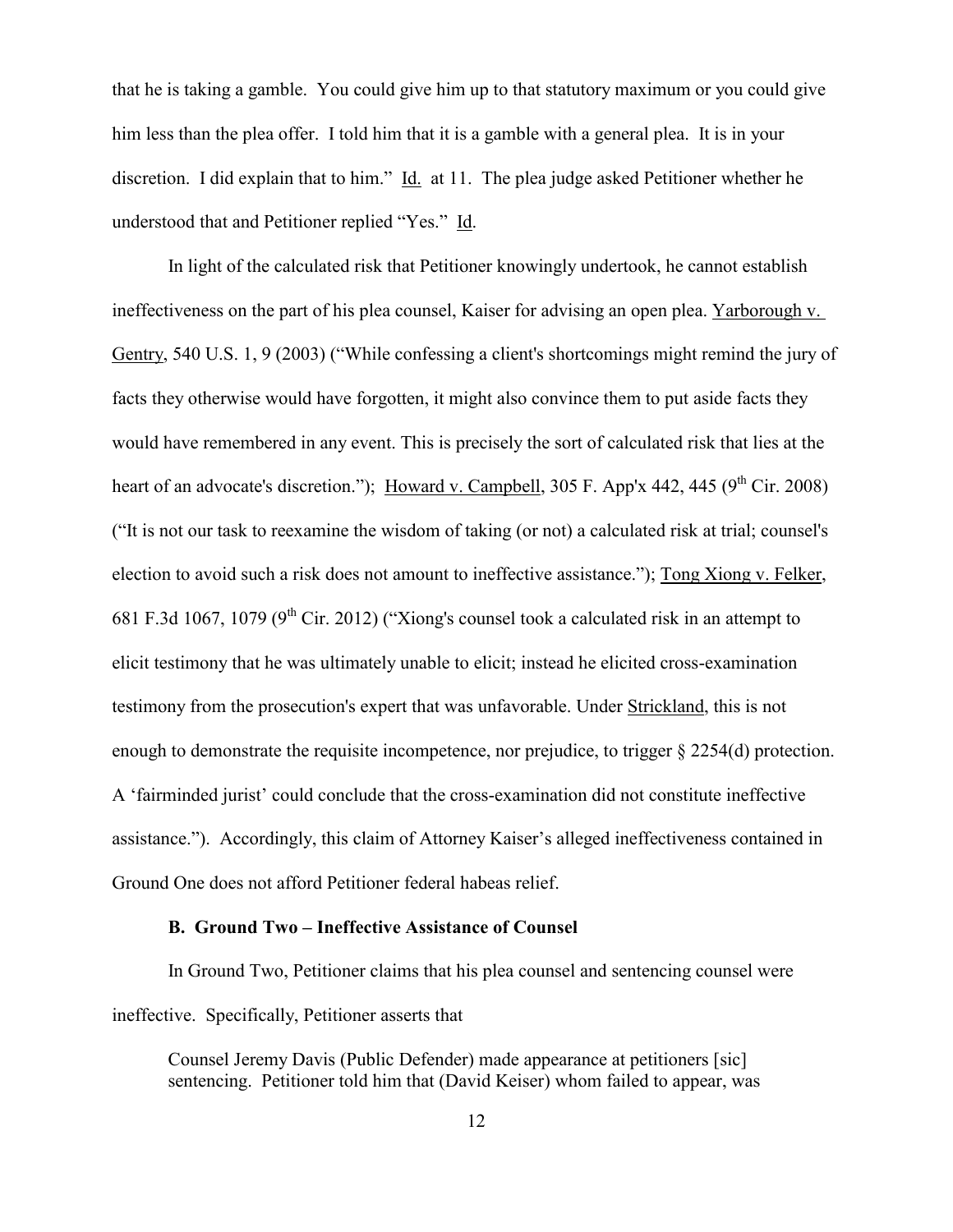that he is taking a gamble. You could give him up to that statutory maximum or you could give him less than the plea offer. I told him that it is a gamble with a general plea. It is in your discretion. I did explain that to him." Id. at 11. The plea judge asked Petitioner whether he understood that and Petitioner replied "Yes." Id.

In light of the calculated risk that Petitioner knowingly undertook, he cannot establish ineffectiveness on the part of his plea counsel, Kaiser for advising an open plea. Yarborough v. Gentry, 540 U.S. 1, 9 (2003) ("While confessing a client's shortcomings might remind the jury of facts they otherwise would have forgotten, it might also convince them to put aside facts they would have remembered in any event. This is precisely the sort of calculated risk that lies at the heart of an advocate's discretion."); Howard v. Campbell, 305 F. App'x 442, 445 (9th Cir. 2008) ("It is not our task to reexamine the wisdom of taking (or not) a calculated risk at trial; counsel's election to avoid such a risk does not amount to ineffective assistance."); Tong Xiong v. Felker, 681 F.3d 1067, 1079 (9th Cir. 2012) ("Xiong's counsel took a calculated risk in an attempt to elicit testimony that he was ultimately unable to elicit; instead he elicited cross-examination testimony from the prosecution's expert that was unfavorable. Under Strickland, this is not enough to demonstrate the requisite incompetence, nor prejudice, to trigger § 2254(d) protection. A 'fairminded jurist' could conclude that the cross-examination did not constitute ineffective assistance."). Accordingly, this claim of Attorney Kaiser's alleged ineffectiveness contained in Ground One does not afford Petitioner federal habeas relief.

### B. Ground Two – Ineffective Assistance of Counsel

In Ground Two, Petitioner claims that his plea counsel and sentencing counsel were ineffective. Specifically, Petitioner asserts that

> Counsel Jeremy Davis (Public Defender) made appearance at petitioners [sic] sentencing. Petitioner told him that (David Keiser) whom failed to appear, was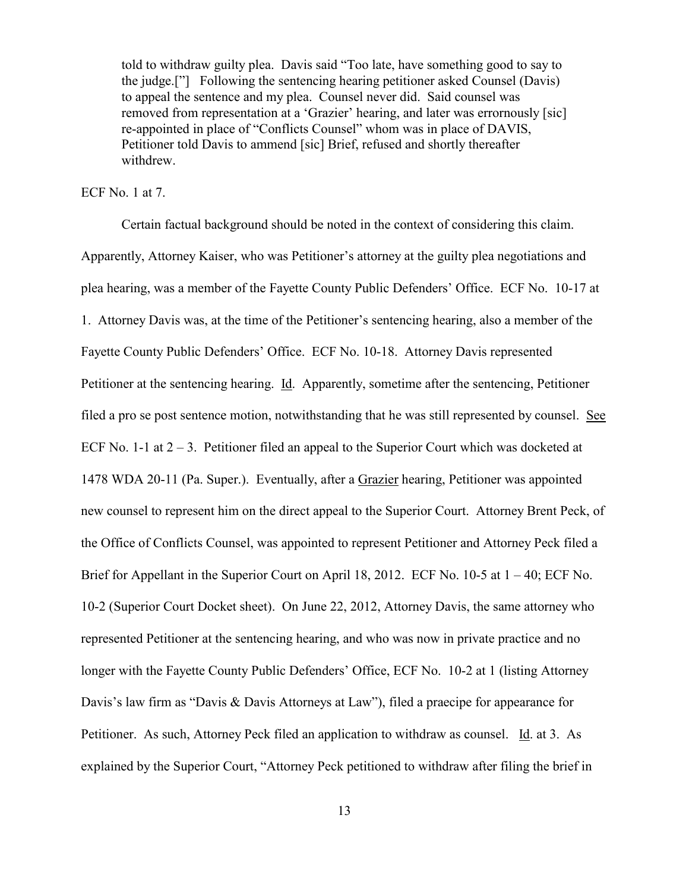> told to withdraw guilty plea. Davis said "Too late, have something good to say to the judge.["] Following the sentencing hearing petitioner asked Counsel (Davis) to appeal the sentence and my plea. Counsel never did. Said counsel was removed from representation at a 'Grazier' hearing, and later was errornously [sic] re-appointed in place of "Conflicts Counsel" whom was in place of DAVIS, Petitioner told Davis to ammend [sic] Brief, refused and shortly thereafter withdrew.

ECF No. 1 at 7.

Certain factual background should be noted in the context of considering this claim. Apparently, Attorney Kaiser, who was Petitioner's attorney at the guilty plea negotiations and plea hearing, was a member of the Fayette County Public Defenders' Office. ECF No. 10-17 at 1. Attorney Davis was, at the time of the Petitioner's sentencing hearing, also a member of the Fayette County Public Defenders' Office. ECF No. 10-18. Attorney Davis represented Petitioner at the sentencing hearing. Id. Apparently, sometime after the sentencing, Petitioner filed a pro se post sentence motion, notwithstanding that he was still represented by counsel. See ECF No. 1-1 at 2 – 3. Petitioner filed an appeal to the Superior Court which was docketed at 1478 WDA 20-11 (Pa. Super.). Eventually, after a Grazier hearing, Petitioner was appointed new counsel to represent him on the direct appeal to the Superior Court. Attorney Brent Peck, of the Office of Conflicts Counsel, was appointed to represent Petitioner and Attorney Peck filed a Brief for Appellant in the Superior Court on April 18, 2012. ECF No. 10-5 at 1 – 40; ECF No. 10-2 (Superior Court Docket sheet). On June 22, 2012, Attorney Davis, the same attorney who represented Petitioner at the sentencing hearing, and who was now in private practice and no longer with the Fayette County Public Defenders' Office, ECF No. 10-2 at 1 (listing Attorney Davis's law firm as "Davis & Davis Attorneys at Law"), filed a praecipe for appearance for Petitioner. As such, Attorney Peck filed an application to withdraw as counsel. Id. at 3. As explained by the Superior Court, "Attorney Peck petitioned to withdraw after filing the brief in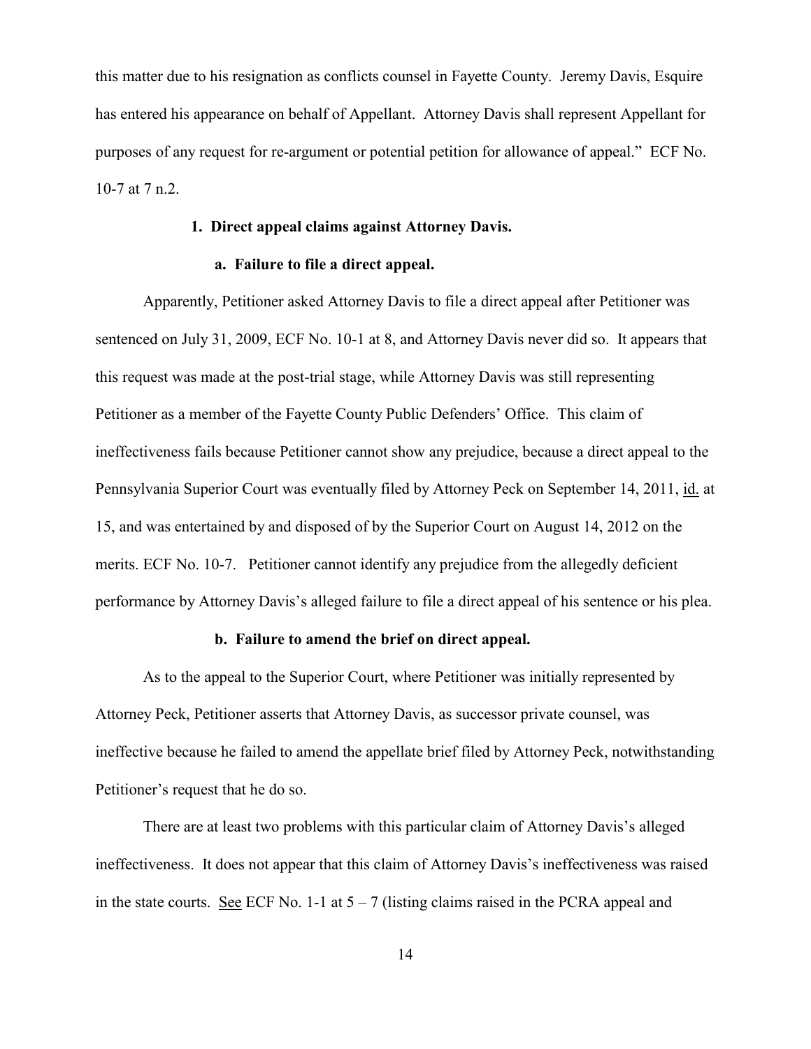this matter due to his resignation as conflicts counsel in Fayette County. Jeremy Davis, Esquire has entered his appearance on behalf of Appellant. Attorney Davis shall represent Appellant for purposes of any request for re-argument or potential petition for allowance of appeal." ECF No. 10-7 at 7 n.2.

### 1. Direct appeal claims against Attorney Davis.

#### a. Failure to file a direct appeal.

Apparently, Petitioner asked Attorney Davis to file a direct appeal after Petitioner was sentenced on July 31, 2009, ECF No. 10-1 at 8, and Attorney Davis never did so. It appears that this request was made at the post-trial stage, while Attorney Davis was still representing Petitioner as a member of the Fayette County Public Defenders' Office. This claim of ineffectiveness fails because Petitioner cannot show any prejudice, because a direct appeal to the Pennsylvania Superior Court was eventually filed by Attorney Peck on September 14, 2011, id. at 15, and was entertained by and disposed of by the Superior Court on August 14, 2012 on the merits. ECF No. 10-7. Petitioner cannot identify any prejudice from the allegedly deficient performance by Attorney Davis's alleged failure to file a direct appeal of his sentence or his plea.

#### b. Failure to amend the brief on direct appeal.

As to the appeal to the Superior Court, where Petitioner was initially represented by Attorney Peck, Petitioner asserts that Attorney Davis, as successor private counsel, was ineffective because he failed to amend the appellate brief filed by Attorney Peck, notwithstanding Petitioner's request that he do so.

There are at least two problems with this particular claim of Attorney Davis's alleged ineffectiveness. It does not appear that this claim of Attorney Davis's ineffectiveness was raised in the state courts. See ECF No. 1-1 at 5 – 7 (listing claims raised in the PCRA appeal and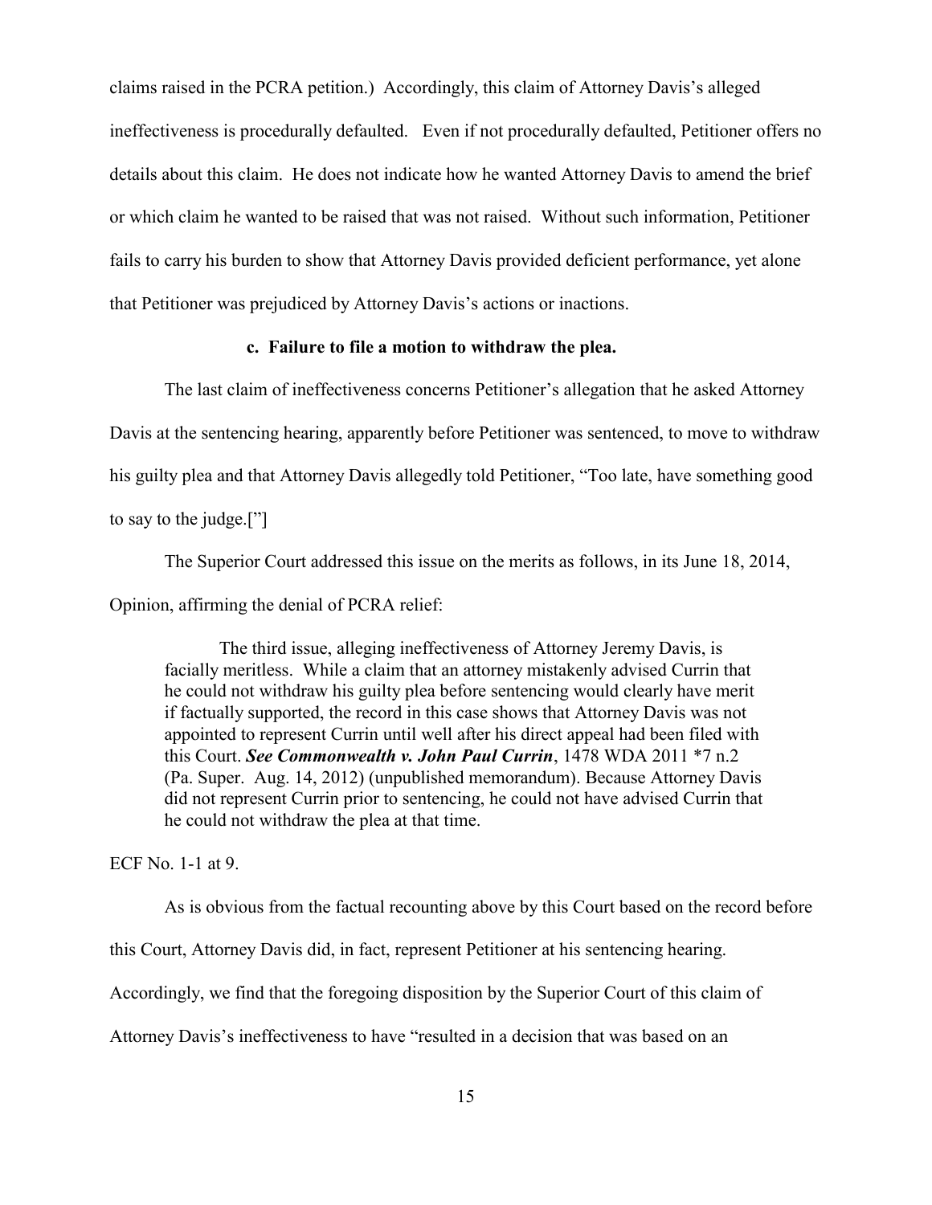claims raised in the PCRA petition.) Accordingly, this claim of Attorney Davis's alleged ineffectiveness is procedurally defaulted. Even if not procedurally defaulted, Petitioner offers no details about this claim. He does not indicate how he wanted Attorney Davis to amend the brief or which claim he wanted to be raised that was not raised. Without such information, Petitioner fails to carry his burden to show that Attorney Davis provided deficient performance, yet alone that Petitioner was prejudiced by Attorney Davis's actions or inactions.

**c. Failure to file a motion to withdraw the plea.**

The last claim of ineffectiveness concerns Petitioner's allegation that he asked Attorney Davis at the sentencing hearing, apparently before Petitioner was sentenced, to move to withdraw his guilty plea and that Attorney Davis allegedly told Petitioner, "Too late, have something good to say to the judge.["]

The Superior Court addressed this issue on the merits as follows, in its June 18, 2014, Opinion, affirming the denial of PCRA relief:

> The third issue, alleging ineffectiveness of Attorney Jeremy Davis, is facially meritless. While a claim that an attorney mistakenly advised Currin that he could not withdraw his guilty plea before sentencing would clearly have merit if factually supported, the record in this case shows that Attorney Davis was not appointed to represent Currin until well after his direct appeal had been filed with this Court. ***See Commonwealth v. John Paul Currin***, 1478 WDA 2011 *7 n.2 (Pa. Super. Aug. 14, 2012) (unpublished memorandum). Because Attorney Davis did not represent Currin prior to sentencing, he could not have advised Currin that he could not withdraw the plea at that time.

ECF No. 1-1 at 9.

As is obvious from the factual recounting above by this Court based on the record before this Court, Attorney Davis did, in fact, represent Petitioner at his sentencing hearing. Accordingly, we find that the foregoing disposition by the Superior Court of this claim of Attorney Davis's ineffectiveness to have "resulted in a decision that was based on an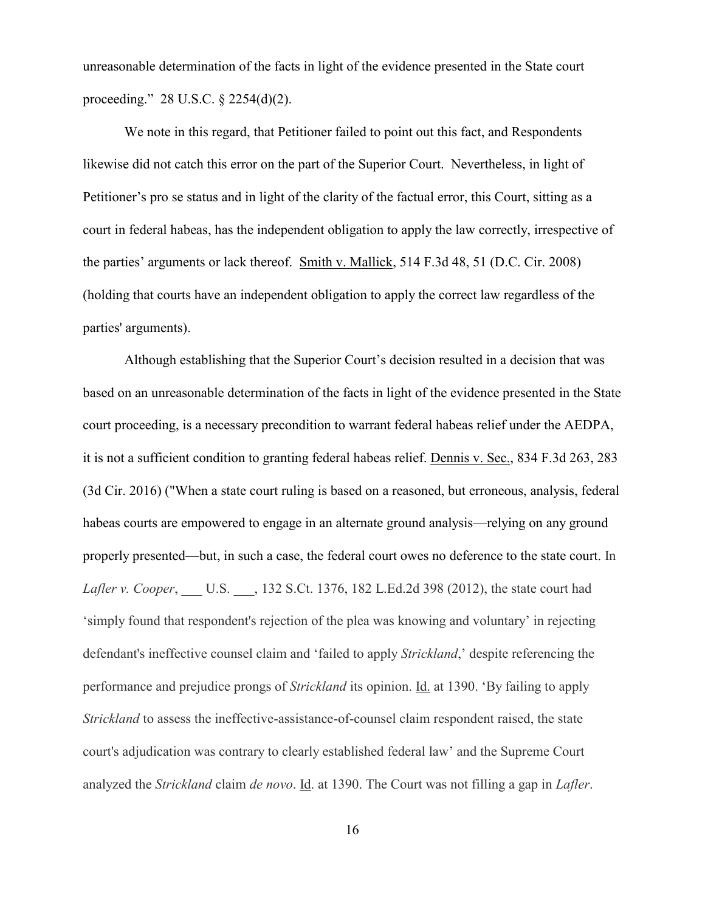unreasonable determination of the facts in light of the evidence presented in the State court proceeding." 28 U.S.C. § 2254(d)(2).

We note in this regard, that Petitioner failed to point out this fact, and Respondents likewise did not catch this error on the part of the Superior Court. Nevertheless, in light of Petitioner's pro se status and in light of the clarity of the factual error, this Court, sitting as a court in federal habeas, has the independent obligation to apply the law correctly, irrespective of the parties' arguments or lack thereof. Smith v. Mallick, 514 F.3d 48, 51 (D.C. Cir. 2008) (holding that courts have an independent obligation to apply the correct law regardless of the parties' arguments).

Although establishing that the Superior Court's decision resulted in a decision that was based on an unreasonable determination of the facts in light of the evidence presented in the State court proceeding, is a necessary precondition to warrant federal habeas relief under the AEDPA, it is not a sufficient condition to granting federal habeas relief. Dennis v. Sec., 834 F.3d 263, 283 (3d Cir. 2016) ("When a state court ruling is based on a reasoned, but erroneous, analysis, federal habeas courts are empowered to engage in an alternate ground analysis—relying on any ground properly presented—but, in such a case, the federal court owes no deference to the state court. In *Lafler v. Cooper*, ___ U.S. ___, 132 S.Ct. 1376, 182 L.Ed.2d 398 (2012), the state court had 'simply found that respondent's rejection of the plea was knowing and voluntary' in rejecting defendant's ineffective counsel claim and 'failed to apply *Strickland*,' despite referencing the performance and prejudice prongs of *Strickland* its opinion. Id. at 1390. 'By failing to apply *Strickland* to assess the ineffective-assistance-of-counsel claim respondent raised, the state court's adjudication was contrary to clearly established federal law' and the Supreme Court analyzed the *Strickland* claim *de novo*. Id. at 1390. The Court was not filling a gap in *Lafler*.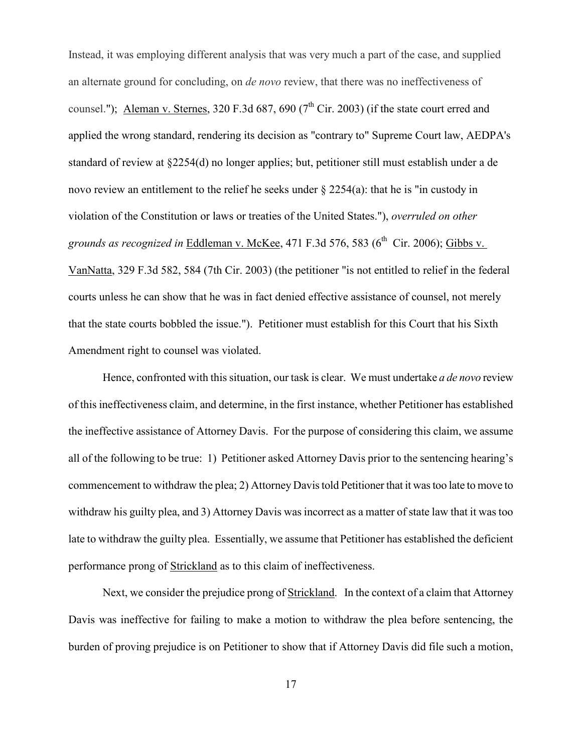Instead, it was employing different analysis that was very much a part of the case, and supplied an alternate ground for concluding, on *de novo* review, that there was no ineffectiveness of counsel."); Aleman v. Sternes, 320 F.3d 687, 690 (7th Cir. 2003) (if the state court erred and applied the wrong standard, rendering its decision as "contrary to" Supreme Court law, AEDPA's standard of review at §2254(d) no longer applies; but, petitioner still must establish under a de novo review an entitlement to the relief he seeks under § 2254(a): that he is "in custody in violation of the Constitution or laws or treaties of the United States."), *overruled on other grounds as recognized in* Eddleman v. McKee, 471 F.3d 576, 583 (6th Cir. 2006); Gibbs v. VanNatta, 329 F.3d 582, 584 (7th Cir. 2003) (the petitioner "is not entitled to relief in the federal courts unless he can show that he was in fact denied effective assistance of counsel, not merely that the state courts bobbled the issue."). Petitioner must establish for this Court that his Sixth Amendment right to counsel was violated.

Hence, confronted with this situation, our task is clear. We must undertake *a de novo* review of this ineffectiveness claim, and determine, in the first instance, whether Petitioner has established the ineffective assistance of Attorney Davis. For the purpose of considering this claim, we assume all of the following to be true: 1) Petitioner asked Attorney Davis prior to the sentencing hearing's commencement to withdraw the plea; 2) Attorney Davis told Petitioner that it was too late to move to withdraw his guilty plea, and 3) Attorney Davis was incorrect as a matter of state law that it was too late to withdraw the guilty plea. Essentially, we assume that Petitioner has established the deficient performance prong of Strickland as to this claim of ineffectiveness.

Next, we consider the prejudice prong of Strickland. In the context of a claim that Attorney Davis was ineffective for failing to make a motion to withdraw the plea before sentencing, the burden of proving prejudice is on Petitioner to show that if Attorney Davis did file such a motion,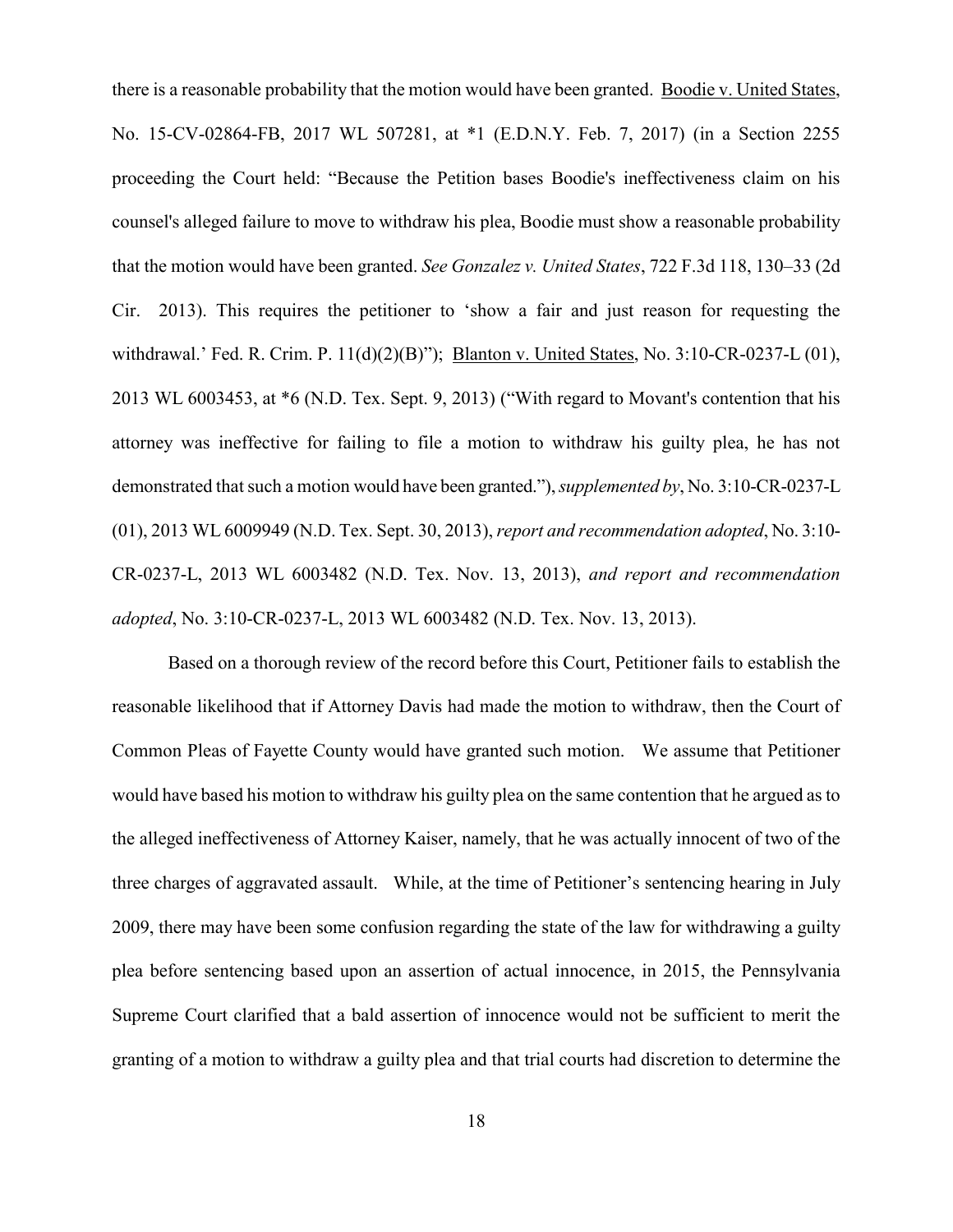there is a reasonable probability that the motion would have been granted. Boodie v. United States, No. 15-CV-02864-FB, 2017 WL 507281, at *1 (E.D.N.Y. Feb. 7, 2017) (in a Section 2255 proceeding the Court held: "Because the Petition bases Boodie's ineffectiveness claim on his counsel's alleged failure to move to withdraw his plea, Boodie must show a reasonable probability that the motion would have been granted. *See Gonzalez v. United States*, 722 F.3d 118, 130–33 (2d Cir. 2013). This requires the petitioner to 'show a fair and just reason for requesting the withdrawal.' Fed. R. Crim. P. 11(d)(2)(B)"); Blanton v. United States, No. 3:10-CR-0237-L (01), 2013 WL 6003453, at *6 (N.D. Tex. Sept. 9, 2013) ("With regard to Movant's contention that his attorney was ineffective for failing to file a motion to withdraw his guilty plea, he has not demonstrated that such a motion would have been granted."), *supplemented by*, No. 3:10-CR-0237-L (01), 2013 WL 6009949 (N.D. Tex. Sept. 30, 2013), *report and recommendation adopted*, No. 3:10-CR-0237-L, 2013 WL 6003482 (N.D. Tex. Nov. 13, 2013), *and report and recommendation adopted*, No. 3:10-CR-0237-L, 2013 WL 6003482 (N.D. Tex. Nov. 13, 2013).

Based on a thorough review of the record before this Court, Petitioner fails to establish the reasonable likelihood that if Attorney Davis had made the motion to withdraw, then the Court of Common Pleas of Fayette County would have granted such motion. We assume that Petitioner would have based his motion to withdraw his guilty plea on the same contention that he argued as to the alleged ineffectiveness of Attorney Kaiser, namely, that he was actually innocent of two of the three charges of aggravated assault. While, at the time of Petitioner's sentencing hearing in July 2009, there may have been some confusion regarding the state of the law for withdrawing a guilty plea before sentencing based upon an assertion of actual innocence, in 2015, the Pennsylvania Supreme Court clarified that a bald assertion of innocence would not be sufficient to merit the granting of a motion to withdraw a guilty plea and that trial courts had discretion to determine the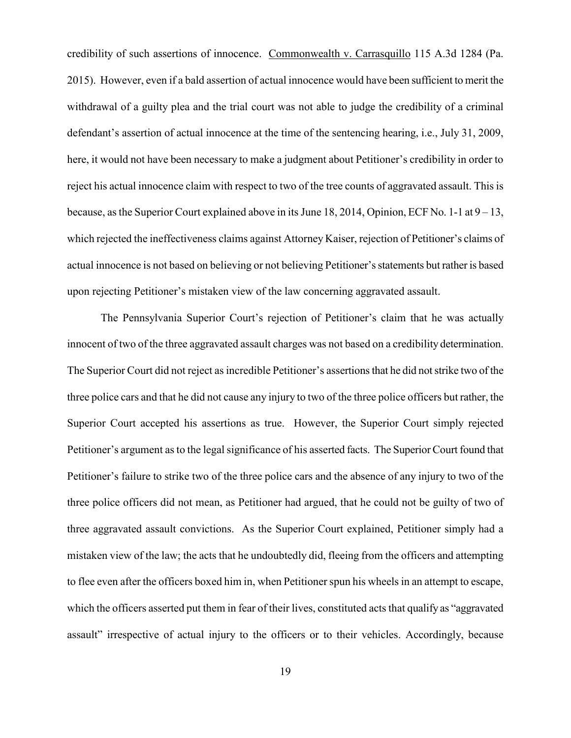credibility of such assertions of innocence. Commonwealth v. Carrasquillo 115 A.3d 1284 (Pa. 2015). However, even if a bald assertion of actual innocence would have been sufficient to merit the withdrawal of a guilty plea and the trial court was not able to judge the credibility of a criminal defendant's assertion of actual innocence at the time of the sentencing hearing, i.e., July 31, 2009, here, it would not have been necessary to make a judgment about Petitioner's credibility in order to reject his actual innocence claim with respect to two of the tree counts of aggravated assault. This is because, as the Superior Court explained above in its June 18, 2014, Opinion, ECF No. 1-1 at 9 – 13, which rejected the ineffectiveness claims against Attorney Kaiser, rejection of Petitioner's claims of actual innocence is not based on believing or not believing Petitioner's statements but rather is based upon rejecting Petitioner's mistaken view of the law concerning aggravated assault.

The Pennsylvania Superior Court's rejection of Petitioner's claim that he was actually innocent of two of the three aggravated assault charges was not based on a credibility determination. The Superior Court did not reject as incredible Petitioner's assertions that he did not strike two of the three police cars and that he did not cause any injury to two of the three police officers but rather, the Superior Court accepted his assertions as true. However, the Superior Court simply rejected Petitioner's argument as to the legal significance of his asserted facts. The Superior Court found that Petitioner's failure to strike two of the three police cars and the absence of any injury to two of the three police officers did not mean, as Petitioner had argued, that he could not be guilty of two of three aggravated assault convictions. As the Superior Court explained, Petitioner simply had a mistaken view of the law; the acts that he undoubtedly did, fleeing from the officers and attempting to flee even after the officers boxed him in, when Petitioner spun his wheels in an attempt to escape, which the officers asserted put them in fear of their lives, constituted acts that qualify as "aggravated assault" irrespective of actual injury to the officers or to their vehicles. Accordingly, because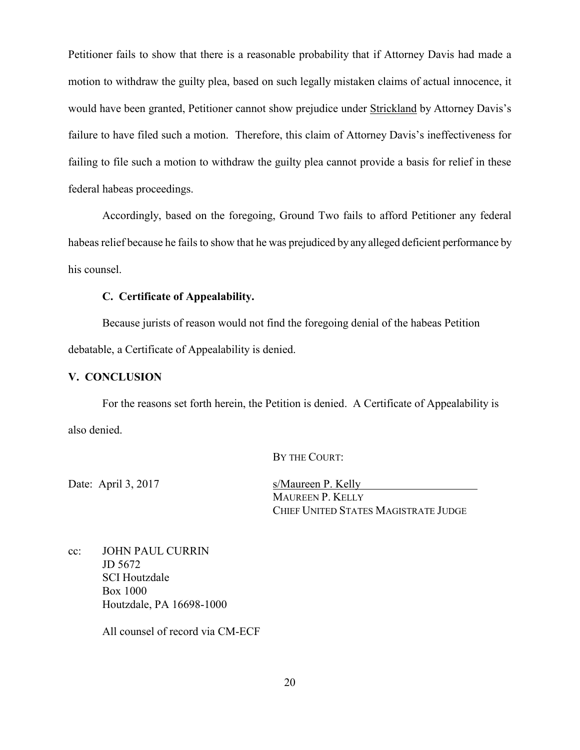Petitioner fails to show that there is a reasonable probability that if Attorney Davis had made a motion to withdraw the guilty plea, based on such legally mistaken claims of actual innocence, it would have been granted, Petitioner cannot show prejudice under Strickland by Attorney Davis's failure to have filed such a motion. Therefore, this claim of Attorney Davis's ineffectiveness for failing to file such a motion to withdraw the guilty plea cannot provide a basis for relief in these federal habeas proceedings.

Accordingly, based on the foregoing, Ground Two fails to afford Petitioner any federal habeas relief because he fails to show that he was prejudiced by any alleged deficient performance by his counsel.

### C. Certificate of Appealability.

Because jurists of reason would not find the foregoing denial of the habeas Petition debatable, a Certificate of Appealability is denied.

## V. CONCLUSION

For the reasons set forth herein, the Petition is denied. A Certificate of Appealability is also denied.

BY THE COURT:

Date: April 3, 2017

s/Maureen P. Kelly
MAUREEN P. KELLY
CHIEF UNITED STATES MAGISTRATE JUDGE

cc: JOHN PAUL CURRIN
JD 5672
SCI Houtzdale
Box 1000
Houtzdale, PA 16698-1000

All counsel of record via CM-ECF